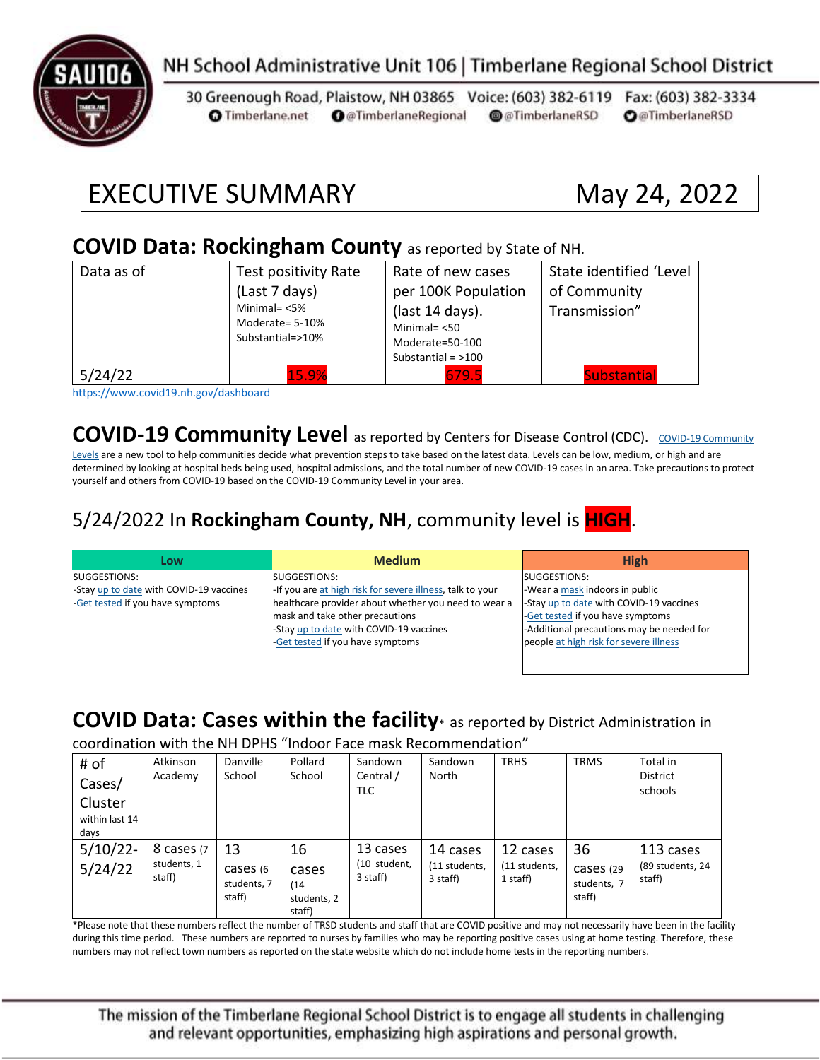NH School Administrative Unit 106 | Timberlane Regional School District

30 Greenough Road, Plaistow, NH 03865 Voice: (603) 382-6119 Fax: (603) 382-3334
Timberlane.net @TimberlaneRegional @TimberlaneRSD @TimberlaneRSD

# EXECUTIVE SUMMARY May 24, 2022

## COVID Data: Rockingham County as reported by State of NH.

| Data as of | Test positivity Rate (Last 7 days) Minimal= <5% Moderate= 5-10% Substantial=>10% | Rate of new cases per 100K Population (last 14 days). Minimal= <50 Moderate=50-100 Substantial = >100 | State identified 'Level of Community Transmission" |
|---|---|---|---|
| 5/24/22 | 15.9% | 679.5 | Substantial |

https://www.covid19.nh.gov/dashboard

## COVID-19 Community Level as reported by Centers for Disease Control (CDC).

COVID-19 Community Levels are a new tool to help communities decide what prevention steps to take based on the latest data. Levels can be low, medium, or high and are determined by looking at hospital beds being used, hospital admissions, and the total number of new COVID-19 cases in an area. Take precautions to protect yourself and others from COVID-19 based on the COVID-19 Community Level in your area.

## 5/24/2022 In **Rockingham County, NH**, community level is **HIGH**.

| Low | Medium | High |
|---|---|---|
| SUGGESTIONS:<br>-Stay up to date with COVID-19 vaccines<br>-Get tested if you have symptoms | SUGGESTIONS:<br>-If you are at high risk for severe illness, talk to your healthcare provider about whether you need to wear a mask and take other precautions<br>-Stay up to date with COVID-19 vaccines<br>-Get tested if you have symptoms | SUGGESTIONS:<br>-Wear a mask indoors in public<br>-Stay up to date with COVID-19 vaccines<br>-Get tested if you have symptoms<br>-Additional precautions may be needed for people at high risk for severe illness |

## COVID Data: Cases within the facility* as reported by District Administration in coordination with the NH DPHS "Indoor Face mask Recommendation"

| # of Cases/ Cluster within last 14 days | Atkinson Academy | Danville School | Pollard School | Sandown Central / TLC | Sandown North | TRHS | TRMS | Total in District schools |
|---|---|---|---|---|---|---|---|---|
| 5/10/22-5/24/22 | 8 cases (7 students, 1 staff) | 13 cases (6 students, 7 staff) | 16 cases (14 students, 2 staff) | 13 cases (10 student, 3 staff) | 14 cases (11 students, 3 staff) | 12 cases (11 students, 1 staff) | 36 cases (29 students, 7 staff) | 113 cases (89 students, 24 staff) |

*Please note that these numbers reflect the number of TRSD students and staff that are COVID positive and may not necessarily have been in the facility during this time period. These numbers are reported to nurses by families who may be reporting positive cases using at home testing. Therefore, these numbers may not reflect town numbers as reported on the state website which do not include home tests in the reporting numbers.

The mission of the Timberlane Regional School District is to engage all students in challenging and relevant opportunities, emphasizing high aspirations and personal growth.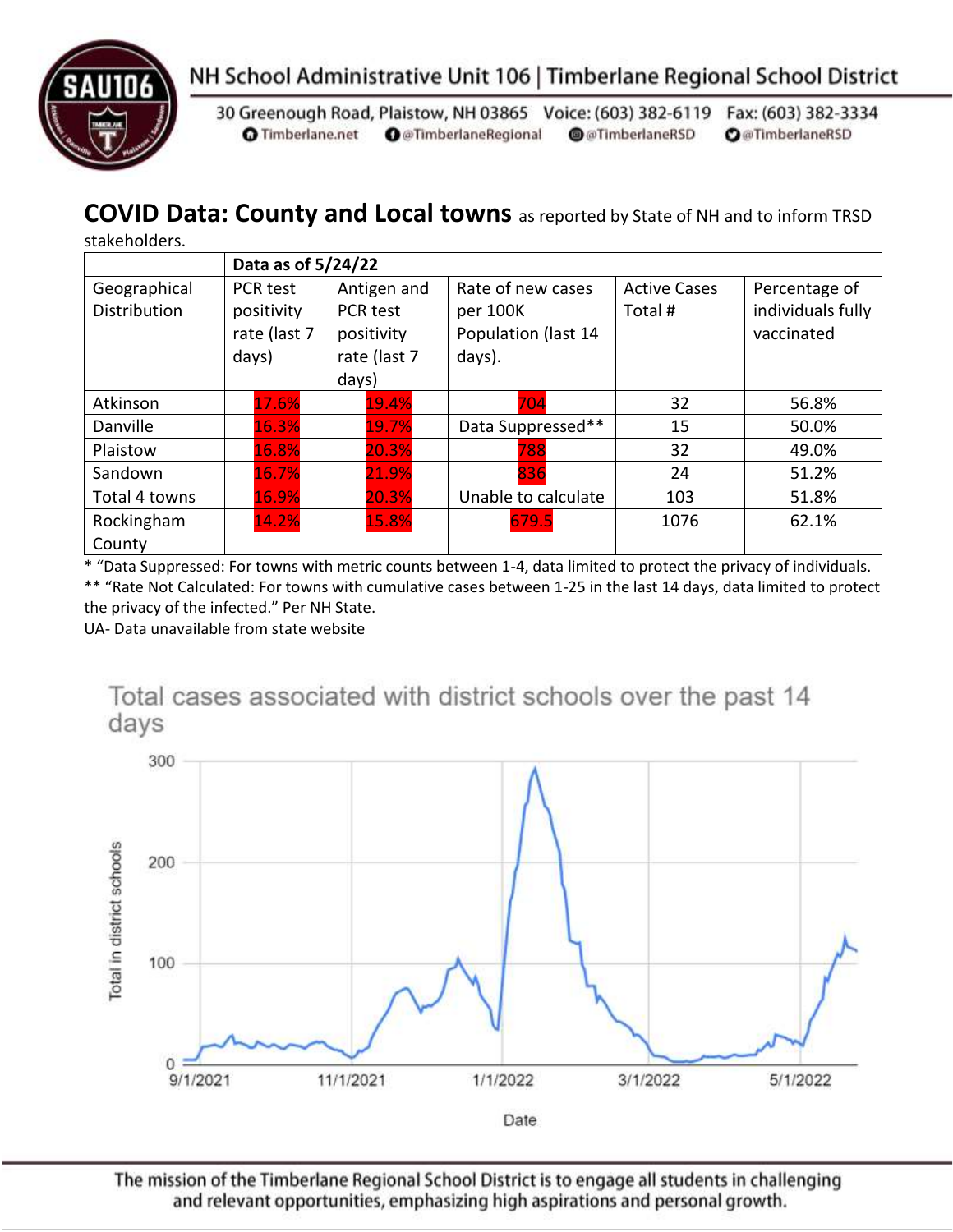## COVID Data: County and Local towns as reported by State of NH and to inform TRSD stakeholders.

| | Data as of 5/24/22 | | | | |
|---|---|---|---|---|---|
| Geographical Distribution | PCR test positivity rate (last 7 days) | Antigen and PCR test positivity rate (last 7 days) | Rate of new cases per 100K Population (last 14 days). | Active Cases Total # | Percentage of individuals fully vaccinated |
| Atkinson | 17.6% | 19.4% | 704 | 32 | 56.8% |
| Danville | 16.3% | 19.7% | Data Suppressed** | 15 | 50.0% |
| Plaistow | 16.8% | 20.3% | 788 | 32 | 49.0% |
| Sandown | 16.7% | 21.9% | 836 | 24 | 51.2% |
| Total 4 towns | 16.9% | 20.3% | Unable to calculate | 103 | 51.8% |
| Rockingham County | 14.2% | 15.8% | 679.5 | 1076 | 62.1% |

* "Data Suppressed: For towns with metric counts between 1-4, data limited to protect the privacy of individuals.
** "Rate Not Calculated: For towns with cumulative cases between 1-25 in the last 14 days, data limited to protect the privacy of the infected." Per NH State.
UA- Data unavailable from state website

Total cases associated with district schools over the past 14 days

The mission of the Timberlane Regional School District is to engage all students in challenging and relevant opportunities, emphasizing high aspirations and personal growth.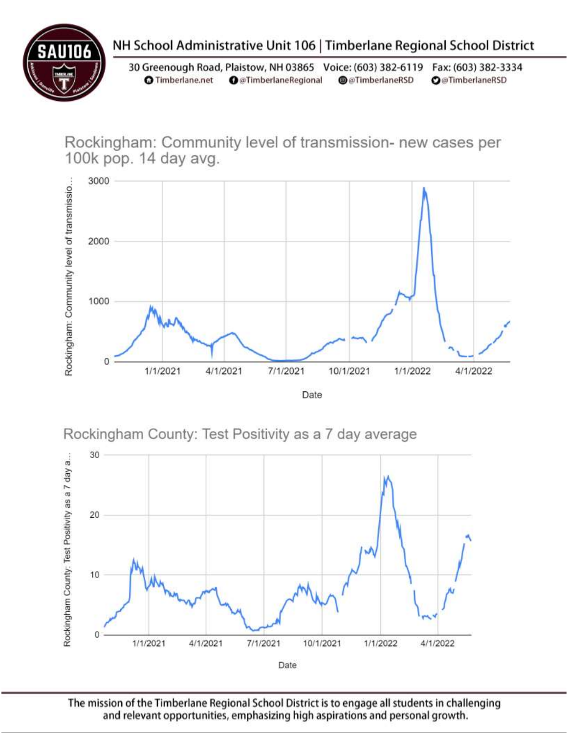## Rockingham: Community level of transmission- new cases per 100k pop. 14 day avg.

Rockingham: Community level of transmissio...

3000

2000

1000

0

1/1/2021 4/1/2021 7/1/2021 10/1/2021 1/1/2022 4/1/2022

Date

## Rockingham County: Test Positivity as a 7 day average

Rockingham County: Test Positivity as a 7 day a...

30

20

10

0

1/1/2021 4/1/2021 7/1/2021 10/1/2021 1/1/2022 4/1/2022

Date

The mission of the Timberlane Regional School District is to engage all students in challenging and relevant opportunities, emphasizing high aspirations and personal growth.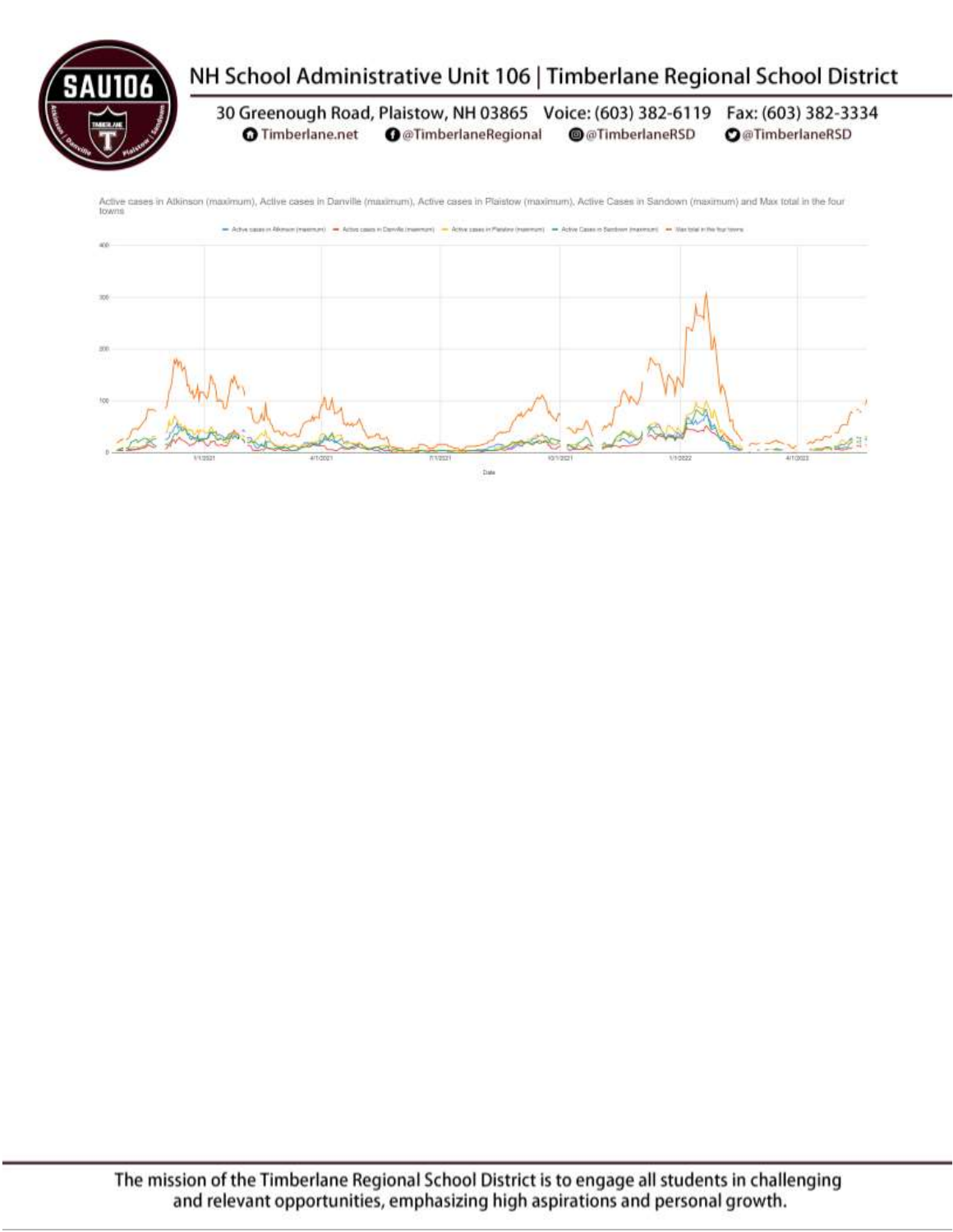Active cases in Atkinson (maximum), Active cases in Danville (maximum), Active cases in Plaistow (maximum), Active Cases in Sandown (maximum) and Max total in the four towns

Active cases in Atkinson (maximum) — Active cases in Danville (maximum) — Active cases in Plaistow (maximum) — Active Cases in Sandown (maximum) — Max total in the four towns

400

300

200

100

0

1/1/2021

4/1/2021

7/1/2021

10/1/2021

1/1/2022

4/1/2022

Date

The mission of the Timberlane Regional School District is to engage all students in challenging and relevant opportunities, emphasizing high aspirations and personal growth.